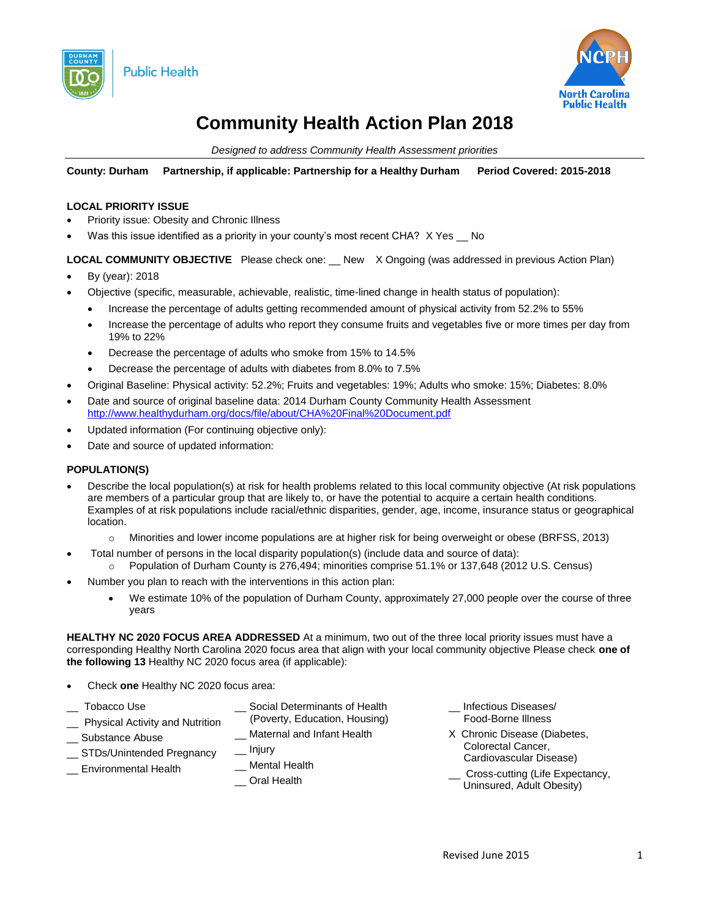Public Health

# Community Health Action Plan 2018

*Designed to address Community Health Assessment priorities*

**County: Durham Partnership, if applicable: Partnership for a Healthy Durham Period Covered: 2015-2018**

**LOCAL PRIORITY ISSUE**

- Priority issue: Obesity and Chronic Illness
- Was this issue identified as a priority in your county's most recent CHA? X Yes __ No

**LOCAL COMMUNITY OBJECTIVE** Please check one: __ New X Ongoing (was addressed in previous Action Plan)

- By (year): 2018
- Objective (specific, measurable, achievable, realistic, time-lined change in health status of population):
  - Increase the percentage of adults getting recommended amount of physical activity from 52.2% to 55%
  - Increase the percentage of adults who report they consume fruits and vegetables five or more times per day from 19% to 22%
  - Decrease the percentage of adults who smoke from 15% to 14.5%
  - Decrease the percentage of adults with diabetes from 8.0% to 7.5%
- Original Baseline: Physical activity: 52.2%; Fruits and vegetables: 19%; Adults who smoke: 15%; Diabetes: 8.0%
- Date and source of original baseline data: 2014 Durham County Community Health Assessment http://www.healthydurham.org/docs/file/about/CHA%20Final%20Document.pdf
- Updated information (For continuing objective only):
- Date and source of updated information:

**POPULATION(S)**

- Describe the local population(s) at risk for health problems related to this local community objective (At risk populations are members of a particular group that are likely to, or have the potential to acquire a certain health conditions. Examples of at risk populations include racial/ethnic disparities, gender, age, income, insurance status or geographical location.
  - Minorities and lower income populations are at higher risk for being overweight or obese (BRFSS, 2013)
- Total number of persons in the local disparity population(s) (include data and source of data):
  - Population of Durham County is 276,494; minorities comprise 51.1% or 137,648 (2012 U.S. Census)
- Number you plan to reach with the interventions in this action plan:
  - We estimate 10% of the population of Durham County, approximately 27,000 people over the course of three years

**HEALTHY NC 2020 FOCUS AREA ADDRESSED** At a minimum, two out of the three local priority issues must have a corresponding Healthy North Carolina 2020 focus area that align with your local community objective Please check **one of the following 13** Healthy NC 2020 focus area (if applicable):

- Check **one** Healthy NC 2020 focus area:

__ Tobacco Use
__ Physical Activity and Nutrition
__ Substance Abuse
__ STDs/Unintended Pregnancy
__ Environmental Health
__ Social Determinants of Health (Poverty, Education, Housing)
__ Maternal and Infant Health
__ Injury
__ Mental Health
__ Oral Health
__ Infectious Diseases/ Food-Borne Illness
X Chronic Disease (Diabetes, Colorectal Cancer, Cardiovascular Disease)
__ Cross-cutting (Life Expectancy, Uninsured, Adult Obesity)

Revised June 2015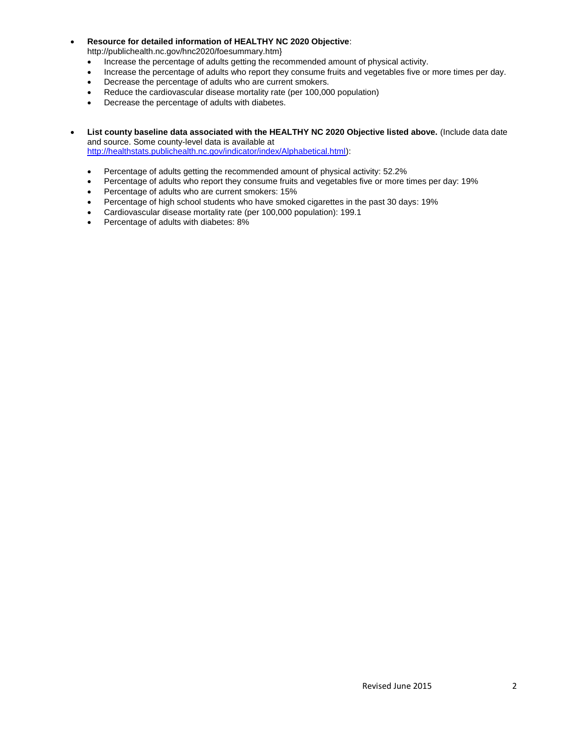- **Resource for detailed information of HEALTHY NC 2020 Objective**: http://publichealth.nc.gov/hnc2020/foesummary.htm}
  - Increase the percentage of adults getting the recommended amount of physical activity.
  - Increase the percentage of adults who report they consume fruits and vegetables five or more times per day.
  - Decrease the percentage of adults who are current smokers.
  - Reduce the cardiovascular disease mortality rate (per 100,000 population)
  - Decrease the percentage of adults with diabetes.

- **List county baseline data associated with the HEALTHY NC 2020 Objective listed above.** (Include data date and source. Some county-level data is available at [http://healthstats.publichealth.nc.gov/indicator/index/Alphabetical.html](http://healthstats.publichealth.nc.gov/indicator/index/Alphabetical.html)):

  - Percentage of adults getting the recommended amount of physical activity: 52.2%
  - Percentage of adults who report they consume fruits and vegetables five or more times per day: 19%
  - Percentage of adults who are current smokers: 15%
  - Percentage of high school students who have smoked cigarettes in the past 30 days: 19%
  - Cardiovascular disease mortality rate (per 100,000 population): 199.1
  - Percentage of adults with diabetes: 8%

Revised June 2015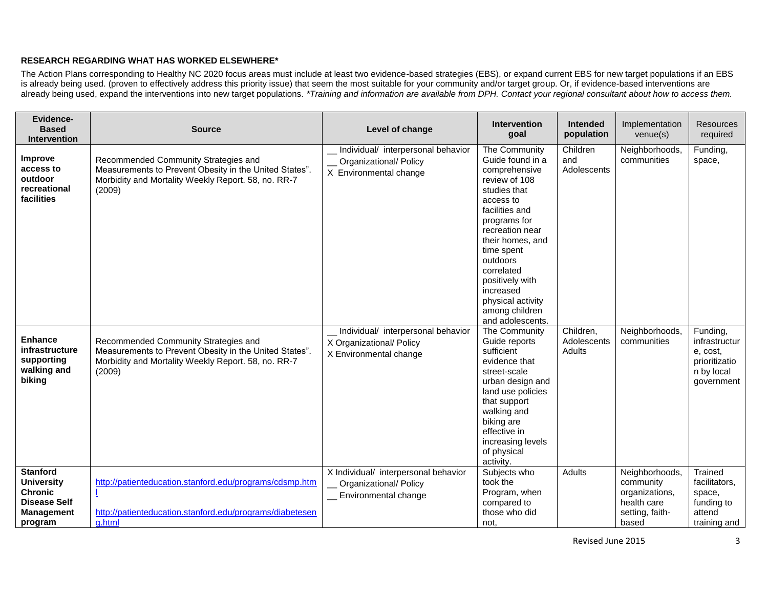**RESEARCH REGARDING WHAT HAS WORKED ELSEWHERE***

The Action Plans corresponding to Healthy NC 2020 focus areas must include at least two evidence-based strategies (EBS), or expand current EBS for new target populations if an EBS is already being used. (proven to effectively address this priority issue) that seem the most suitable for your community and/or target group. Or, if evidence-based interventions are already being used, expand the interventions into new target populations. *\*Training and information are available from DPH. Contact your regional consultant about how to access them.*

| Evidence-Based Intervention | Source | Level of change | Intervention goal | Intended population | Implementation venue(s) | Resources required |
|---|---|---|---|---|---|---|
| **Improve access to outdoor recreational facilities** | Recommended Community Strategies and Measurements to Prevent Obesity in the United States". Morbidity and Mortality Weekly Report. 58, no. RR-7 (2009) | __ Individual/ interpersonal behavior<br>__ Organizational/ Policy<br>X Environmental change | The Community Guide found in a comprehensive review of 108 studies that access to facilities and programs for recreation near their homes, and time spent outdoors correlated positively with increased physical activity among children and adolescents. | Children and Adolescents | Neighborhoods, communities | Funding, space, |
| **Enhance infrastructure supporting walking and biking** | Recommended Community Strategies and Measurements to Prevent Obesity in the United States". Morbidity and Mortality Weekly Report. 58, no. RR-7 (2009) | __ Individual/ interpersonal behavior<br>X Organizational/ Policy<br>X Environmental change | The Community Guide reports sufficient evidence that street-scale urban design and land use policies that support walking and biking are effective in increasing levels of physical activity. | Children, Adolescents Adults | Neighborhoods, communities | Funding, infrastructure, cost, prioritization by local government |
| **Stanford University Chronic Disease Self Management program** | http://patienteducation.stanford.edu/programs/cdsmp.html<br><br>http://patienteducation.stanford.edu/programs/diabeteseng.html | X Individual/ interpersonal behavior<br>__ Organizational/ Policy<br>__ Environmental change | Subjects who took the Program, when compared to those who did not, | Adults | Neighborhoods, community organizations, health care setting, faith-based | Trained facilitators, space, funding to attend training and |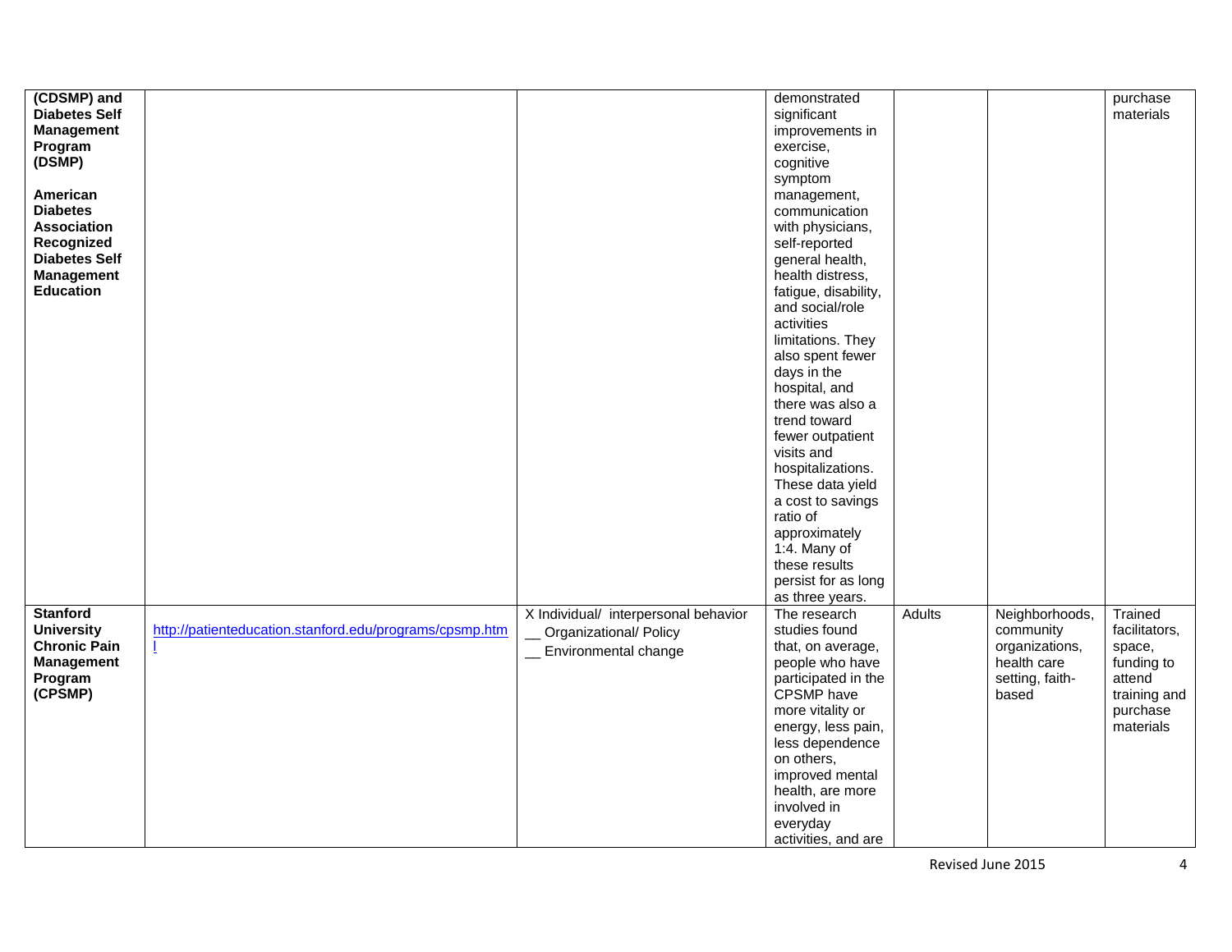| | | | | | | |
|---|---|---|---|---|---|---|
| **(CDSMP) and Diabetes Self Management Program (DSMP)**<br><br>**American Diabetes Association Recognized Diabetes Self Management Education** | | | demonstrated significant improvements in exercise, cognitive symptom management, communication with physicians, self-reported general health, health distress, fatigue, disability, and social/role activities limitations. They also spent fewer days in the hospital, and there was also a trend toward fewer outpatient visits and hospitalizations. These data yield a cost to savings ratio of approximately 1:4. Many of these results persist for as long as three years. | | | purchase materials |
| **Stanford University Chronic Pain Management Program (CPSMP)** | http://patienteducation.stanford.edu/programs/cpsmp.html | X Individual/ interpersonal behavior<br>__ Organizational/ Policy<br>__ Environmental change | The research studies found that, on average, people who have participated in the CPSMP have more vitality or energy, less pain, less dependence on others, improved mental health, are more involved in everyday activities, and are | Adults | Neighborhoods, community organizations, health care setting, faith-based | Trained facilitators, space, funding to attend training and purchase materials |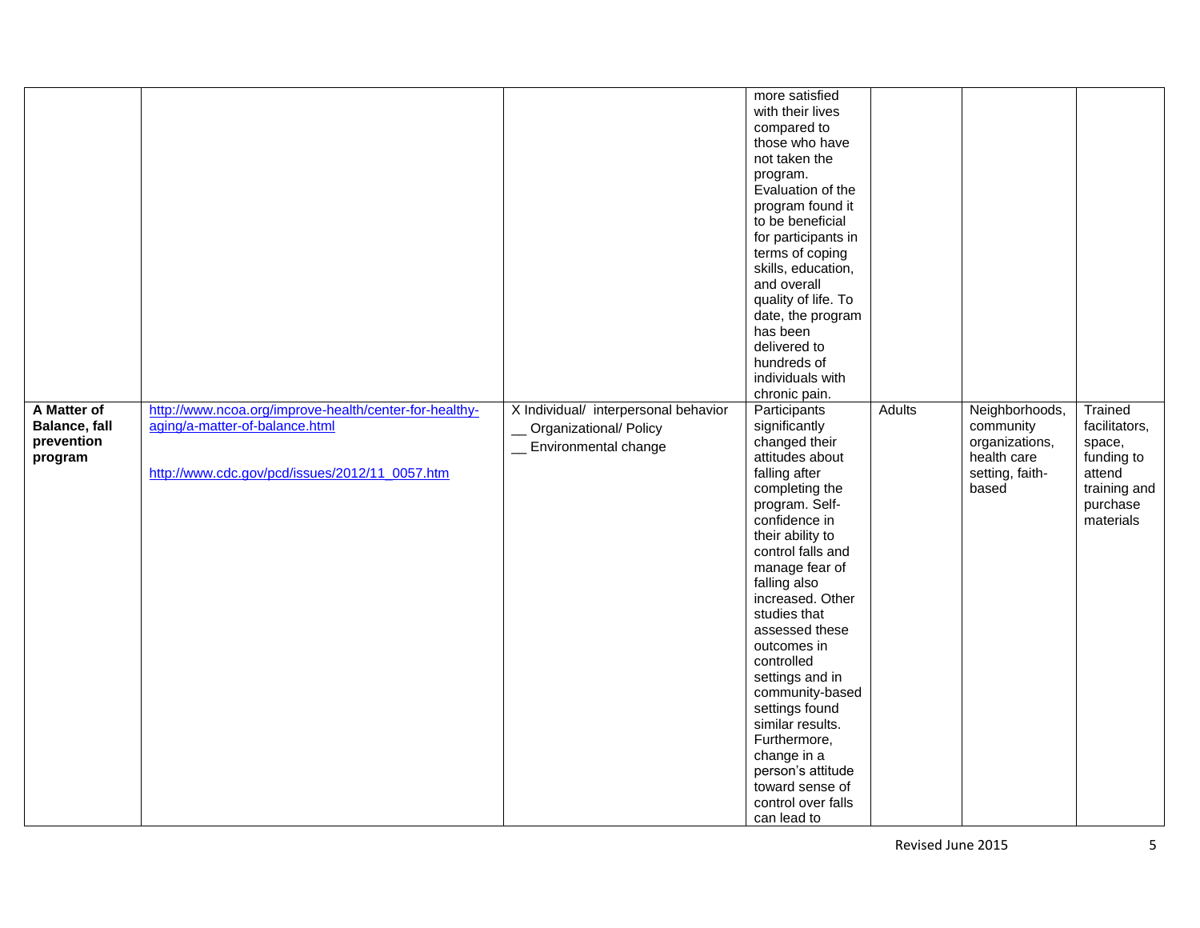| | | | | | | |
|---|---|---|---|---|---|---|
| | | | more satisfied with their lives compared to those who have not taken the program. Evaluation of the program found it to be beneficial for participants in terms of coping skills, education, and overall quality of life. To date, the program has been delivered to hundreds of individuals with chronic pain. | | | |
| **A Matter of Balance, fall prevention program** | http://www.ncoa.org/improve-health/center-for-healthy-aging/a-matter-of-balance.html<br><br>http://www.cdc.gov/pcd/issues/2012/11_0057.htm | X Individual/ interpersonal behavior<br>__ Organizational/ Policy<br>__ Environmental change | Participants significantly changed their attitudes about falling after completing the program. Self-confidence in their ability to control falls and manage fear of falling also increased. Other studies that assessed these outcomes in controlled settings and in community-based settings found similar results. Furthermore, change in a person's attitude toward sense of control over falls can lead to | Adults | Neighborhoods, community organizations, health care setting, faith-based | Trained facilitators, space, funding to attend training and purchase materials |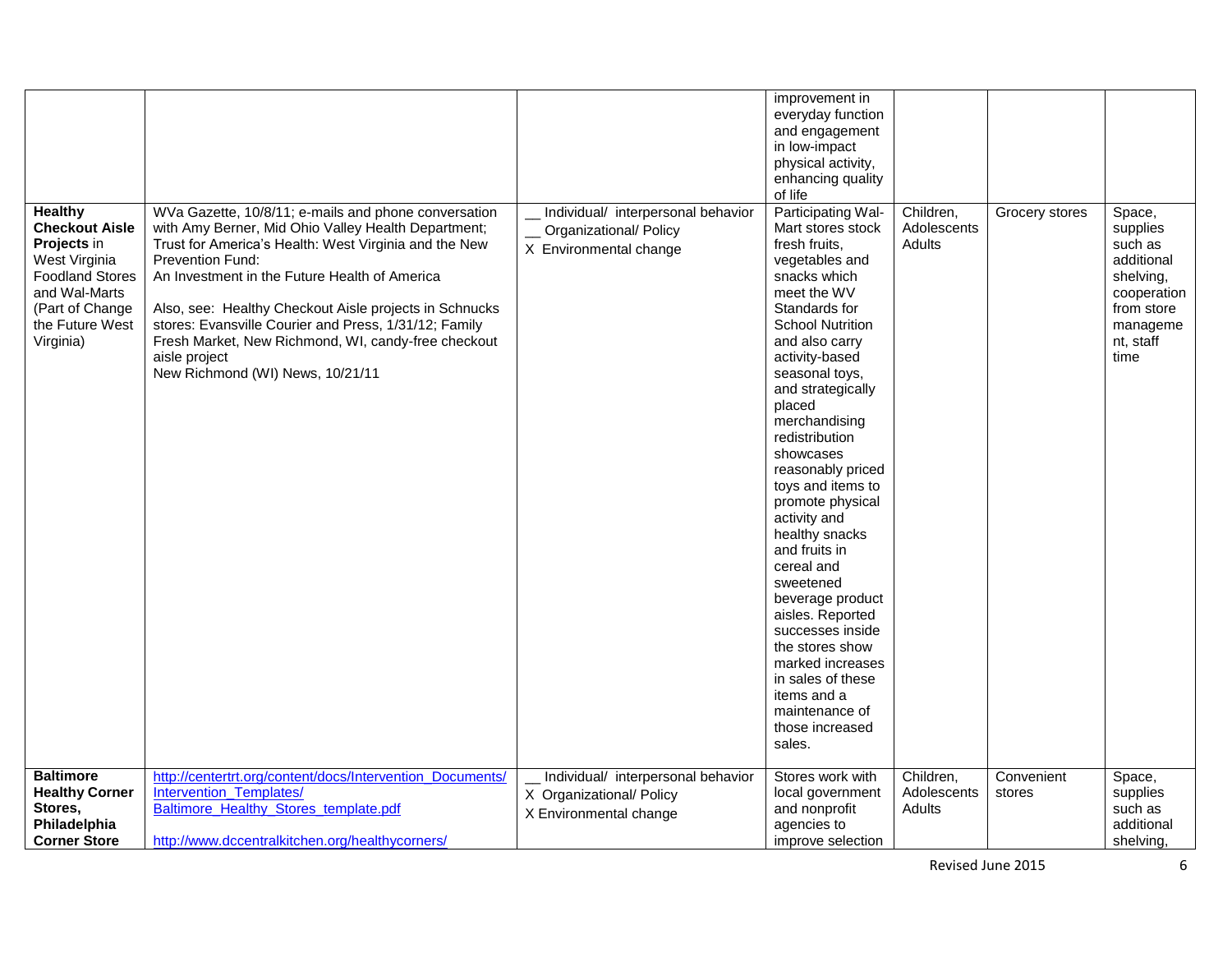| | | | | | | |
|---|---|---|---|---|---|---|
| | | | improvement in everyday function and engagement in low-impact physical activity, enhancing quality of life | | | |
| **Healthy Checkout Aisle Projects** in West Virginia Foodland Stores and Wal-Marts (Part of Change the Future West Virginia) | WVa Gazette, 10/8/11; e-mails and phone conversation with Amy Berner, Mid Ohio Valley Health Department; Trust for America's Health: West Virginia and the New Prevention Fund: An Investment in the Future Health of America<br><br>Also, see: Healthy Checkout Aisle projects in Schnucks stores: Evansville Courier and Press, 1/31/12; Family Fresh Market, New Richmond, WI, candy-free checkout aisle project New Richmond (WI) News, 10/21/11 | __ Individual/ interpersonal behavior<br>__ Organizational/ Policy<br>X Environmental change | Participating Wal-Mart stores stock fresh fruits, vegetables and snacks which meet the WV Standards for School Nutrition and also carry activity-based seasonal toys, and strategically placed merchandising redistribution showcases reasonably priced toys and items to promote physical activity and healthy snacks and fruits in cereal and sweetened beverage product aisles. Reported successes inside the stores show marked increases in sales of these items and a maintenance of those increased sales. | Children, Adolescents Adults | Grocery stores | Space, supplies such as additional shelving, cooperation from store management, staff time |
| **Baltimore Healthy Corner Stores, Philadelphia Corner Store** | http://centertrt.org/content/docs/Intervention_Documents/Intervention_Templates/Baltimore_Healthy_Stores_template.pdf<br><br>http://www.dccentralkitchen.org/healthycorners/ | __ Individual/ interpersonal behavior<br>X Organizational/ Policy<br>X Environmental change | Stores work with local government and nonprofit agencies to improve selection | Children, Adolescents Adults | Convenient stores | Space, supplies such as additional shelving, |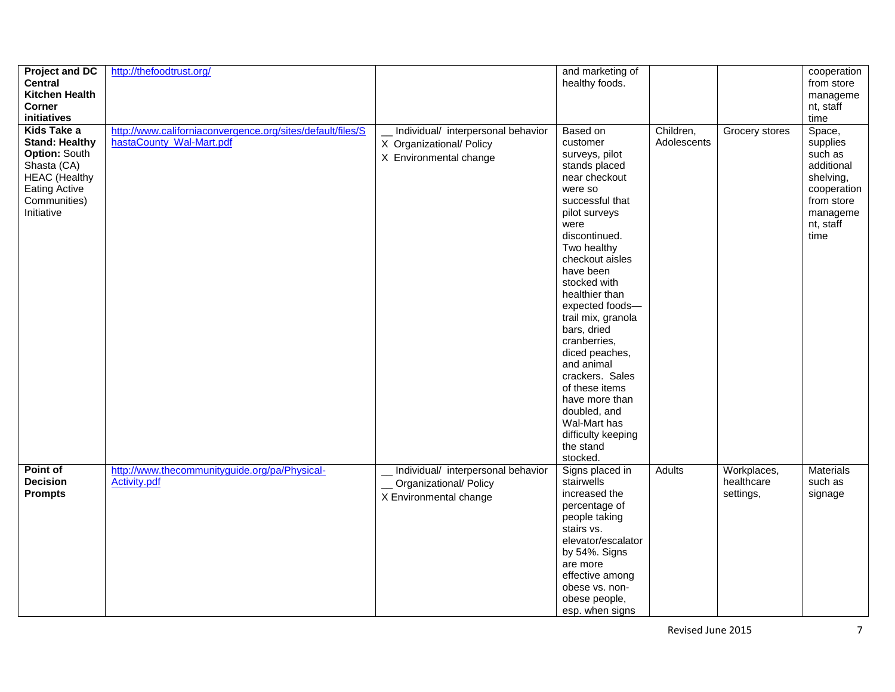| | | | | | | |
|---|---|---|---|---|---|---|
| **Project and DC Central Kitchen Health Corner initiatives** | http://thefoodtrust.org/ | | and marketing of healthy foods. | | | cooperation from store management, staff time |
| **Kids Take a Stand: Healthy Option:** South Shasta (CA) HEAC (Healthy Eating Active Communities) Initiative | http://www.californiaconvergence.org/sites/default/files/ShastaCounty_Wal-Mart.pdf | __ Individual/ interpersonal behavior<br>X Organizational/ Policy<br>X Environmental change | Based on customer surveys, pilot stands placed near checkout were so successful that pilot surveys were discontinued. Two healthy checkout aisles have been stocked with healthier than expected foods—trail mix, granola bars, dried cranberries, diced peaches, and animal crackers. Sales of these items have more than doubled, and Wal-Mart has difficulty keeping the stand stocked. | Children, Adolescents | Grocery stores | Space, supplies such as additional shelving, cooperation from store management, staff time |
| **Point of Decision Prompts** | http://www.thecommunityguide.org/pa/Physical-Activity.pdf | __ Individual/ interpersonal behavior<br>__ Organizational/ Policy<br>X Environmental change | Signs placed in stairwells increased the percentage of people taking stairs vs. elevator/escalator by 54%. Signs are more effective among obese vs. non-obese people, esp. when signs | Adults | Workplaces, healthcare settings, | Materials such as signage |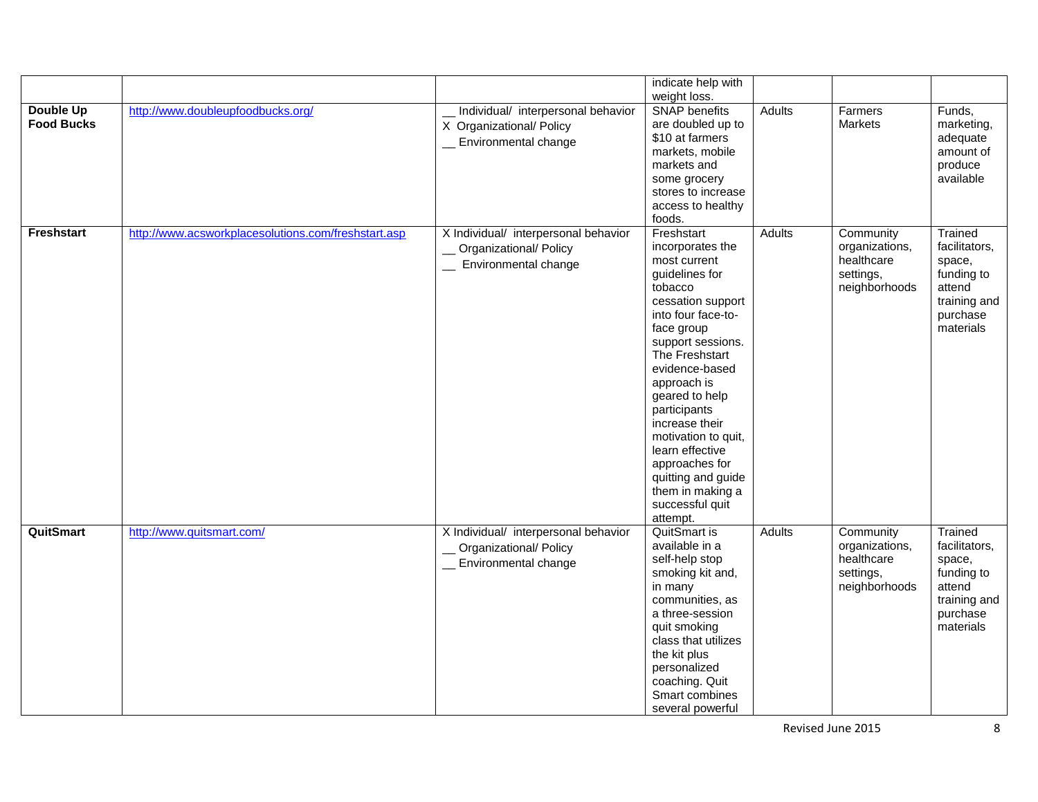| | | | | | | |
|---|---|---|---|---|---|---|
| | | | indicate help with weight loss. | | | |
| **Double Up Food Bucks** | http://www.doubleupfoodbucks.org/ | __ Individual/ interpersonal behavior<br>X Organizational/ Policy<br>__ Environmental change | SNAP benefits are doubled up to $10 at farmers markets, mobile markets and some grocery stores to increase access to healthy foods. | Adults | Farmers Markets | Funds, marketing, adequate amount of produce available |
| **Freshstart** | http://www.acsworkplacesolutions.com/freshstart.asp | X Individual/ interpersonal behavior<br>__ Organizational/ Policy<br>__ Environmental change | Freshstart incorporates the most current guidelines for tobacco cessation support into four face-to-face group support sessions. The Freshstart evidence-based approach is geared to help participants increase their motivation to quit, learn effective approaches for quitting and guide them in making a successful quit attempt. | Adults | Community organizations, healthcare settings, neighborhoods | Trained facilitators, space, funding to attend training and purchase materials |
| **QuitSmart** | http://www.quitsmart.com/ | X Individual/ interpersonal behavior<br>__ Organizational/ Policy<br>__ Environmental change | QuitSmart is available in a self-help stop smoking kit and, in many communities, as a three-session quit smoking class that utilizes the kit plus personalized coaching. Quit Smart combines several powerful | Adults | Community organizations, healthcare settings, neighborhoods | Trained facilitators, space, funding to attend training and purchase materials |

Revised June 2015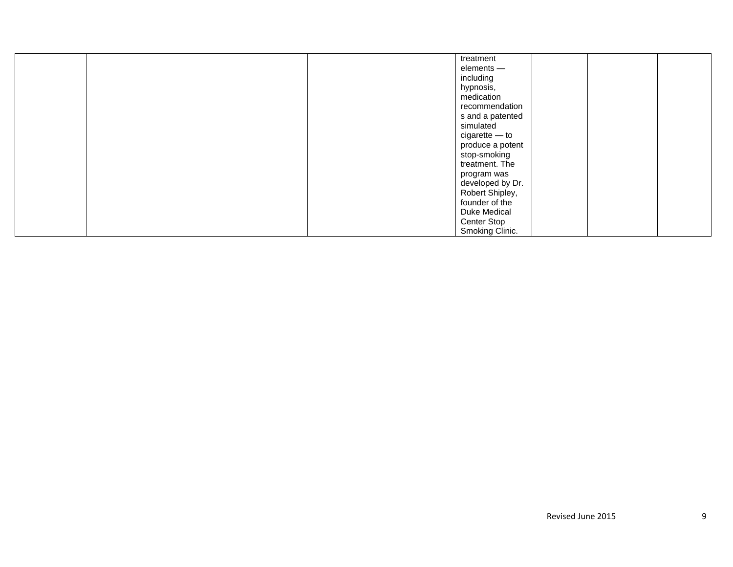|  |  |  | treatment elements — including hypnosis, medication recommendations and a patented simulated cigarette — to produce a potent stop-smoking treatment. The program was developed by Dr. Robert Shipley, founder of the Duke Medical Center Stop Smoking Clinic. |  |  |  |
|---|---|---|---|---|---|---|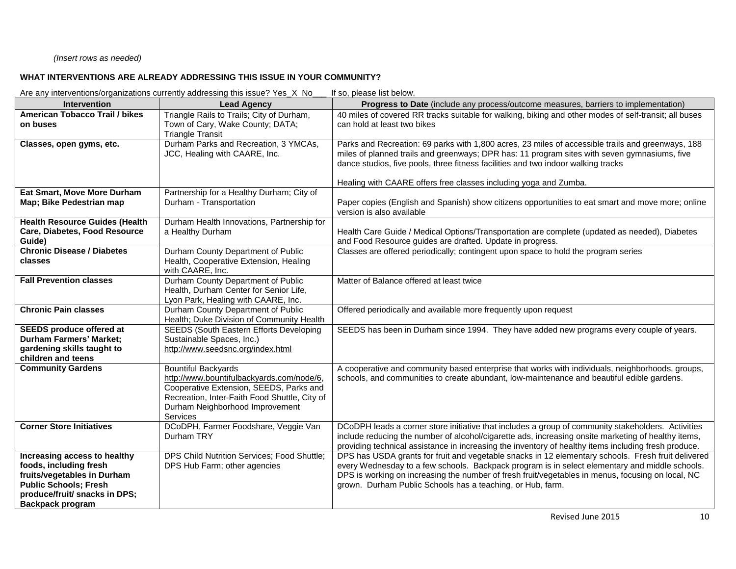*(Insert rows as needed)*

**WHAT INTERVENTIONS ARE ALREADY ADDRESSING THIS ISSUE IN YOUR COMMUNITY?**

Are any interventions/organizations currently addressing this issue? Yes_X_ No___ If so, please list below.

| Intervention | Lead Agency | Progress to Date (include any process/outcome measures, barriers to implementation) |
|---|---|---|
| **American Tobacco Trail / bikes on buses** | Triangle Rails to Trails; City of Durham, Town of Cary, Wake County; DATA; Triangle Transit | 40 miles of covered RR tracks suitable for walking, biking and other modes of self-transit; all buses can hold at least two bikes |
| **Classes, open gyms, etc.** | Durham Parks and Recreation, 3 YMCAs, JCC, Healing with CAARE, Inc. | Parks and Recreation: 69 parks with 1,800 acres, 23 miles of accessible trails and greenways, 188 miles of planned trails and greenways; DPR has: 11 program sites with seven gymnasiums, five dance studios, five pools, three fitness facilities and two indoor walking tracks<br><br>Healing with CAARE offers free classes including yoga and Zumba. |
| **Eat Smart, Move More Durham Map; Bike Pedestrian map** | Partnership for a Healthy Durham; City of Durham - Transportation | Paper copies (English and Spanish) show citizens opportunities to eat smart and move more; online version is also available |
| **Health Resource Guides (Health Care, Diabetes, Food Resource Guide)** | Durham Health Innovations, Partnership for a Healthy Durham | Health Care Guide / Medical Options/Transportation are complete (updated as needed), Diabetes and Food Resource guides are drafted. Update in progress. |
| **Chronic Disease / Diabetes classes** | Durham County Department of Public Health, Cooperative Extension, Healing with CAARE, Inc. | Classes are offered periodically; contingent upon space to hold the program series |
| **Fall Prevention classes** | Durham County Department of Public Health, Durham Center for Senior Life, Lyon Park, Healing with CAARE, Inc. | Matter of Balance offered at least twice |
| **Chronic Pain classes** | Durham County Department of Public Health; Duke Division of Community Health | Offered periodically and available more frequently upon request |
| **SEEDS produce offered at Durham Farmers' Market; gardening skills taught to children and teens** | SEEDS (South Eastern Efforts Developing Sustainable Spaces, Inc.) http://www.seedsnc.org/index.html | SEEDS has been in Durham since 1994. They have added new programs every couple of years. |
| **Community Gardens** | Bountiful Backyards http://www.bountifulbackyards.com/node/6, Cooperative Extension, SEEDS, Parks and Recreation, Inter-Faith Food Shuttle, City of Durham Neighborhood Improvement Services | A cooperative and community based enterprise that works with individuals, neighborhoods, groups, schools, and communities to create abundant, low-maintenance and beautiful edible gardens. |
| **Corner Store Initiatives** | DCoDPH, Farmer Foodshare, Veggie Van Durham TRY | DCoDPH leads a corner store initiative that includes a group of community stakeholders. Activities include reducing the number of alcohol/cigarette ads, increasing onsite marketing of healthy items, providing technical assistance in increasing the inventory of healthy items including fresh produce. |
| **Increasing access to healthy foods, including fresh fruits/vegetables in Durham Public Schools; Fresh produce/fruit/ snacks in DPS; Backpack program** | DPS Child Nutrition Services; Food Shuttle; DPS Hub Farm; other agencies | DPS has USDA grants for fruit and vegetable snacks in 12 elementary schools. Fresh fruit delivered every Wednesday to a few schools. Backpack program is in select elementary and middle schools. DPS is working on increasing the number of fresh fruit/vegetables in menus, focusing on local, NC grown. Durham Public Schools has a teaching, or Hub, farm. |

Revised June 2015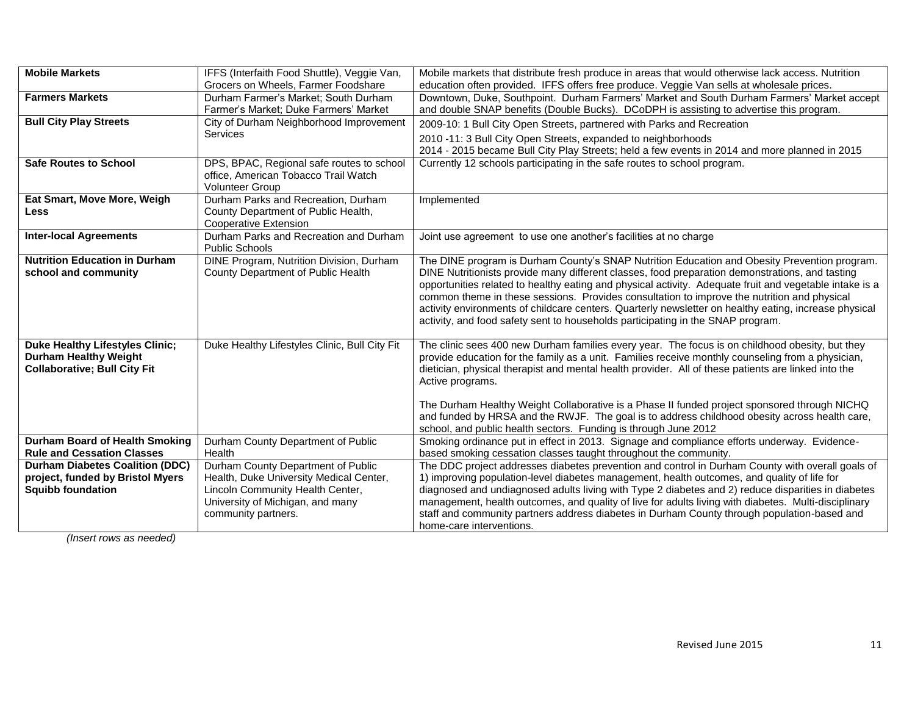| **Mobile Markets** | IFFS (Interfaith Food Shuttle), Veggie Van, Grocers on Wheels, Farmer Foodshare | Mobile markets that distribute fresh produce in areas that would otherwise lack access. Nutrition education often provided. IFFS offers free produce. Veggie Van sells at wholesale prices. |
|---|---|---|
| **Farmers Markets** | Durham Farmer's Market; South Durham Farmer's Market; Duke Farmers' Market | Downtown, Duke, Southpoint. Durham Farmers' Market and South Durham Farmers' Market accept and double SNAP benefits (Double Bucks). DCoDPH is assisting to advertise this program. |
| **Bull City Play Streets** | City of Durham Neighborhood Improvement Services | 2009-10: 1 Bull City Open Streets, partnered with Parks and Recreation<br>2010 -11: 3 Bull City Open Streets, expanded to neighborhoods<br>2014 - 2015 became Bull City Play Streets; held a few events in 2014 and more planned in 2015 |
| **Safe Routes to School** | DPS, BPAC, Regional safe routes to school office, American Tobacco Trail Watch Volunteer Group | Currently 12 schools participating in the safe routes to school program. |
| **Eat Smart, Move More, Weigh Less** | Durham Parks and Recreation, Durham County Department of Public Health, Cooperative Extension | Implemented |
| **Inter-local Agreements** | Durham Parks and Recreation and Durham Public Schools | Joint use agreement to use one another's facilities at no charge |
| **Nutrition Education in Durham school and community** | DINE Program, Nutrition Division, Durham County Department of Public Health | The DINE program is Durham County's SNAP Nutrition Education and Obesity Prevention program. DINE Nutritionists provide many different classes, food preparation demonstrations, and tasting opportunities related to healthy eating and physical activity. Adequate fruit and vegetable intake is a common theme in these sessions. Provides consultation to improve the nutrition and physical activity environments of childcare centers. Quarterly newsletter on healthy eating, increase physical activity, and food safety sent to households participating in the SNAP program. |
| **Duke Healthy Lifestyles Clinic; Durham Healthy Weight Collaborative; Bull City Fit** | Duke Healthy Lifestyles Clinic, Bull City Fit | The clinic sees 400 new Durham families every year. The focus is on childhood obesity, but they provide education for the family as a unit. Families receive monthly counseling from a physician, dietician, physical therapist and mental health provider. All of these patients are linked into the Active programs.<br><br>The Durham Healthy Weight Collaborative is a Phase II funded project sponsored through NICHQ and funded by HRSA and the RWJF. The goal is to address childhood obesity across health care, school, and public health sectors. Funding is through June 2012 |
| **Durham Board of Health Smoking Rule and Cessation Classes** | Durham County Department of Public Health | Smoking ordinance put in effect in 2013. Signage and compliance efforts underway. Evidence-based smoking cessation classes taught throughout the community. |
| **Durham Diabetes Coalition (DDC) project, funded by Bristol Myers Squibb foundation** | Durham County Department of Public Health, Duke University Medical Center, Lincoln Community Health Center, University of Michigan, and many community partners. | The DDC project addresses diabetes prevention and control in Durham County with overall goals of 1) improving population-level diabetes management, health outcomes, and quality of life for diagnosed and undiagnosed adults living with Type 2 diabetes and 2) reduce disparities in diabetes management, health outcomes, and quality of live for adults living with diabetes. Multi-disciplinary staff and community partners address diabetes in Durham County through population-based and home-care interventions. |

*(Insert rows as needed)*

Revised June 2015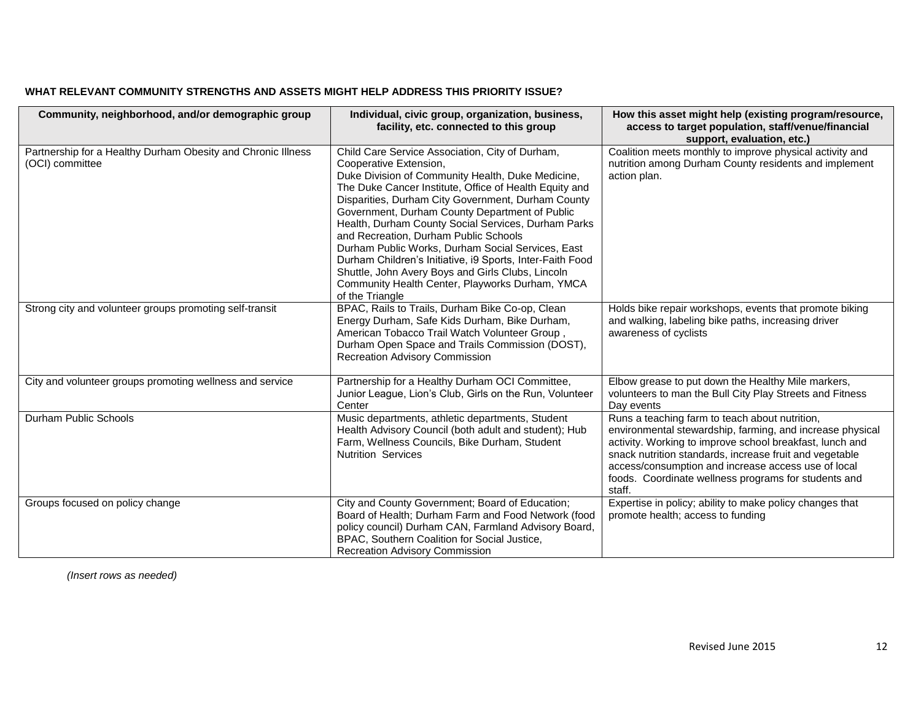**WHAT RELEVANT COMMUNITY STRENGTHS AND ASSETS MIGHT HELP ADDRESS THIS PRIORITY ISSUE?**

| Community, neighborhood, and/or demographic group | Individual, civic group, organization, business, facility, etc. connected to this group | How this asset might help (existing program/resource, access to target population, staff/venue/financial support, evaluation, etc.) |
|---|---|---|
| Partnership for a Healthy Durham Obesity and Chronic Illness (OCI) committee | Child Care Service Association, City of Durham, Cooperative Extension, Duke Division of Community Health, Duke Medicine, The Duke Cancer Institute, Office of Health Equity and Disparities, Durham City Government, Durham County Government, Durham County Department of Public Health, Durham County Social Services, Durham Parks and Recreation, Durham Public Schools Durham Public Works, Durham Social Services, East Durham Children's Initiative, i9 Sports, Inter-Faith Food Shuttle, John Avery Boys and Girls Clubs, Lincoln Community Health Center, Playworks Durham, YMCA of the Triangle | Coalition meets monthly to improve physical activity and nutrition among Durham County residents and implement action plan. |
| Strong city and volunteer groups promoting self-transit | BPAC, Rails to Trails, Durham Bike Co-op, Clean Energy Durham, Safe Kids Durham, Bike Durham, American Tobacco Trail Watch Volunteer Group , Durham Open Space and Trails Commission (DOST), Recreation Advisory Commission | Holds bike repair workshops, events that promote biking and walking, labeling bike paths, increasing driver awareness of cyclists |
| City and volunteer groups promoting wellness and service | Partnership for a Healthy Durham OCI Committee, Junior League, Lion's Club, Girls on the Run, Volunteer Center | Elbow grease to put down the Healthy Mile markers, volunteers to man the Bull City Play Streets and Fitness Day events |
| Durham Public Schools | Music departments, athletic departments, Student Health Advisory Council (both adult and student); Hub Farm, Wellness Councils, Bike Durham, Student Nutrition Services | Runs a teaching farm to teach about nutrition, environmental stewardship, farming, and increase physical activity. Working to improve school breakfast, lunch and snack nutrition standards, increase fruit and vegetable access/consumption and increase access use of local foods. Coordinate wellness programs for students and staff. |
| Groups focused on policy change | City and County Government; Board of Education; Board of Health; Durham Farm and Food Network (food policy council) Durham CAN, Farmland Advisory Board, BPAC, Southern Coalition for Social Justice, Recreation Advisory Commission | Expertise in policy; ability to make policy changes that promote health; access to funding |

*(Insert rows as needed)*

Revised June 2015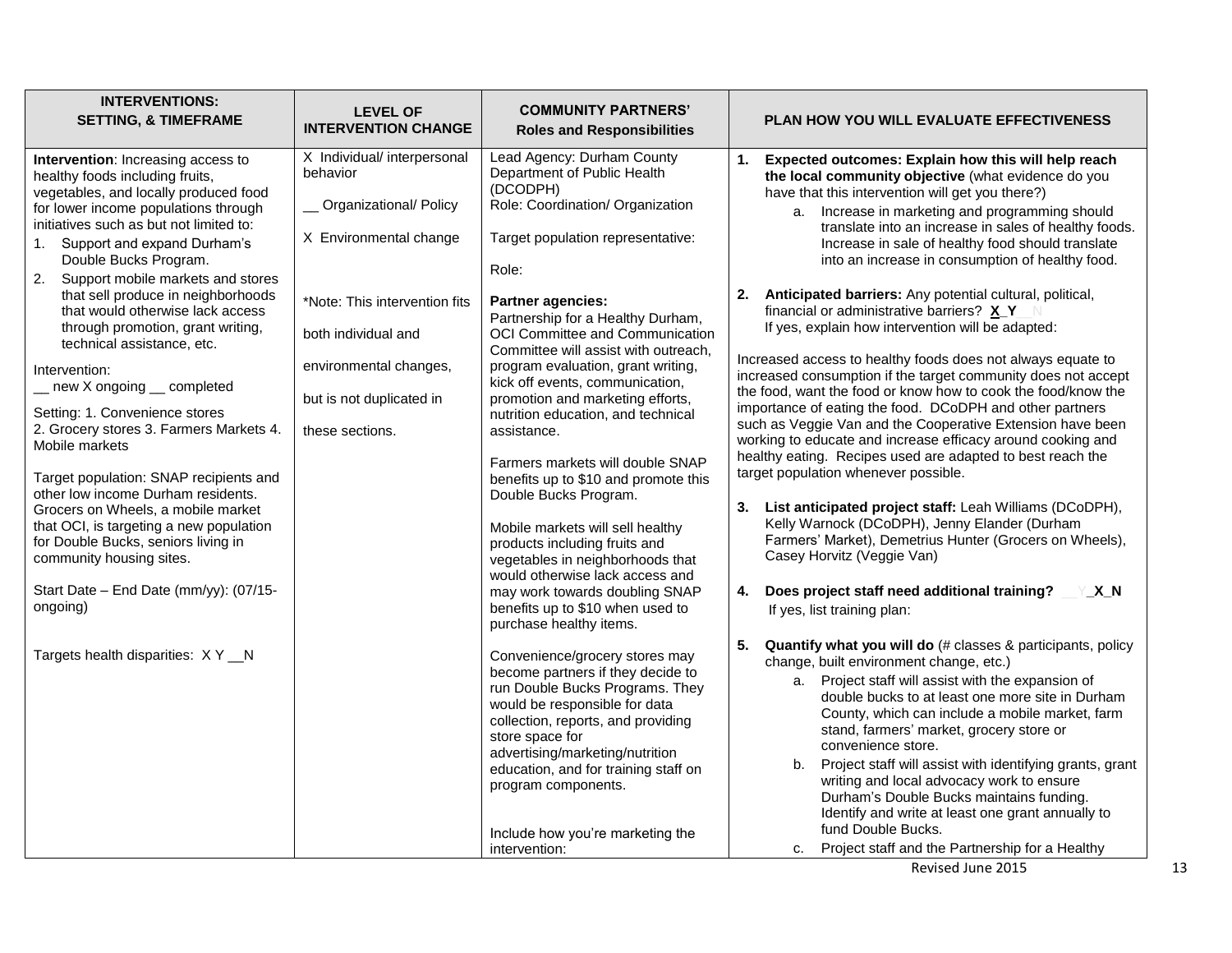| INTERVENTIONS: SETTING, & TIMEFRAME | LEVEL OF INTERVENTION CHANGE | COMMUNITY PARTNERS' Roles and Responsibilities | PLAN HOW YOU WILL EVALUATE EFFECTIVENESS |
|---|---|---|---|
| **Intervention**: Increasing access to healthy foods including fruits, vegetables, and locally produced food for lower income populations through initiatives such as but not limited to:<br>1. Support and expand Durham's Double Bucks Program.<br>2. Support mobile markets and stores that sell produce in neighborhoods that would otherwise lack access through promotion, grant writing, technical assistance, etc.<br><br>Intervention:<br>__ new X ongoing __ completed<br><br>Setting: 1. Convenience stores 2. Grocery stores 3. Farmers Markets 4. Mobile markets<br><br>Target population: SNAP recipients and other low income Durham residents. Grocers on Wheels, a mobile market that OCI, is targeting a new population for Double Bucks, seniors living in community housing sites.<br><br>Start Date – End Date (mm/yy): (07/15-ongoing)<br><br>Targets health disparities: X Y __N | X Individual/ interpersonal behavior<br><br>__ Organizational/ Policy<br><br>X Environmental change<br><br>*Note: This intervention fits both individual and environmental changes, but is not duplicated in these sections. | Lead Agency: Durham County Department of Public Health (DCODPH)<br>Role: Coordination/ Organization<br><br>Target population representative:<br><br>Role:<br><br>**Partner agencies:**<br>Partnership for a Healthy Durham, OCI Committee and Communication Committee will assist with outreach, program evaluation, grant writing, kick off events, communication, promotion and marketing efforts, nutrition education, and technical assistance.<br><br>Farmers markets will double SNAP benefits up to $10 and promote this Double Bucks Program.<br><br>Mobile markets will sell healthy products including fruits and vegetables in neighborhoods that would otherwise lack access and may work towards doubling SNAP benefits up to $10 when used to purchase healthy items.<br><br>Convenience/grocery stores may become partners if they decide to run Double Bucks Programs. They would be responsible for data collection, reports, and providing store space for advertising/marketing/nutrition education, and for training staff on program components.<br><br>Include how you're marketing the intervention: | 1. **Expected outcomes: Explain how this will help reach the local community objective** (what evidence do you have that this intervention will get you there?)<br>a. Increase in marketing and programming should translate into an increase in sales of healthy foods. Increase in sale of healthy food should translate into an increase in consumption of healthy food.<br><br>2. **Anticipated barriers:** Any potential cultural, political, financial or administrative barriers? **X_Y__N**<br>If yes, explain how intervention will be adapted:<br><br>Increased access to healthy foods does not always equate to increased consumption if the target community does not accept the food, want the food or know how to cook the food/know the importance of eating the food. DCoDPH and other partners such as Veggie Van and the Cooperative Extension have been working to educate and increase efficacy around cooking and healthy eating. Recipes used are adapted to best reach the target population whenever possible.<br><br>3. **List anticipated project staff:** Leah Williams (DCoDPH), Kelly Warnock (DCoDPH), Jenny Elander (Durham Farmers' Market), Demetrius Hunter (Grocers on Wheels), Casey Horvitz (Veggie Van)<br><br>4. **Does project staff need additional training? __Y_X_N**<br>If yes, list training plan:<br><br>5. **Quantify what you will do** (# classes & participants, policy change, built environment change, etc.)<br>a. Project staff will assist with the expansion of double bucks to at least one more site in Durham County, which can include a mobile market, farm stand, farmers' market, grocery store or convenience store.<br>b. Project staff will assist with identifying grants, grant writing and local advocacy work to ensure Durham's Double Bucks maintains funding. Identify and write at least one grant annually to fund Double Bucks.<br>c. Project staff and the Partnership for a Healthy |

Revised June 2015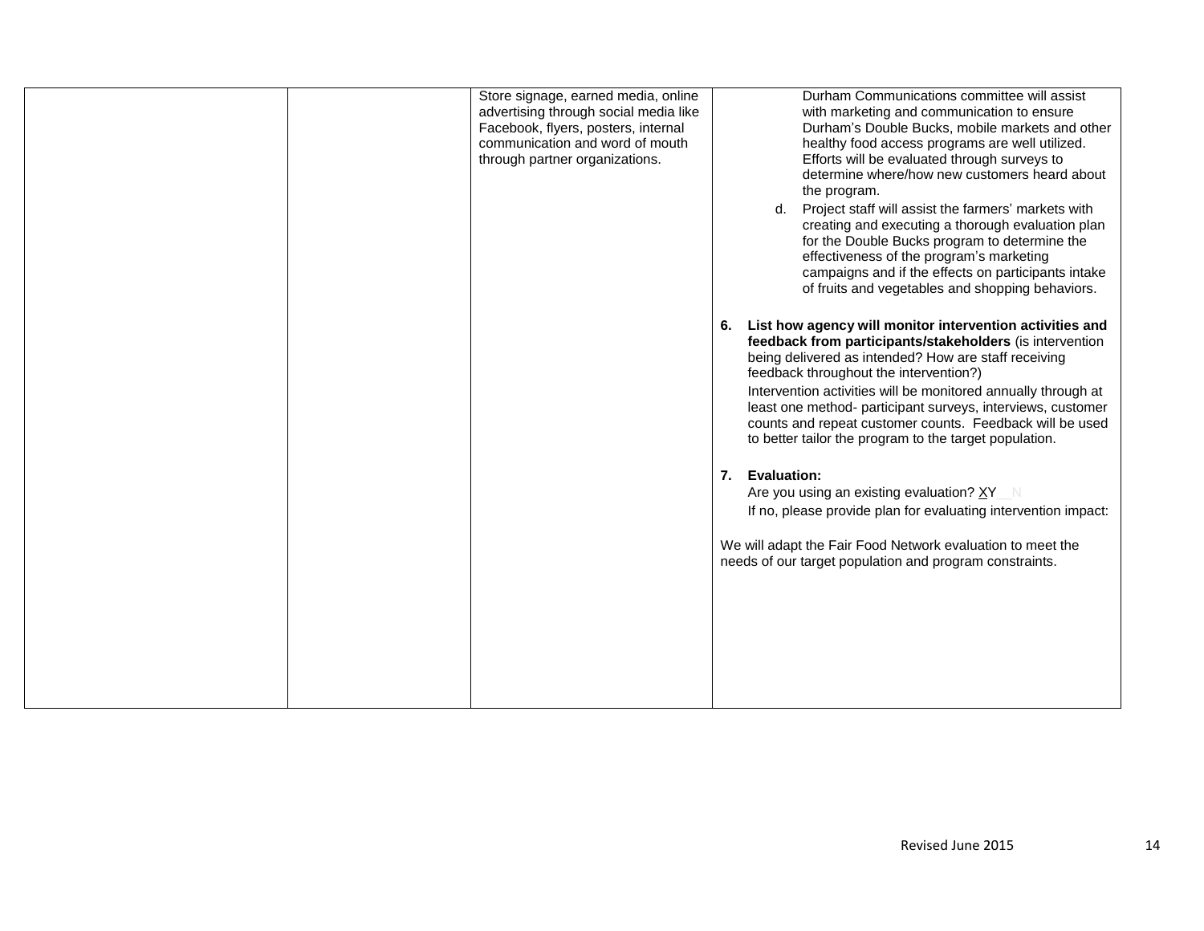| | | | |
|---|---|---|---|
| | | Store signage, earned media, online advertising through social media like Facebook, flyers, posters, internal communication and word of mouth through partner organizations. | Durham Communications committee will assist with marketing and communication to ensure Durham's Double Bucks, mobile markets and other healthy food access programs are well utilized. Efforts will be evaluated through surveys to determine where/how new customers heard about the program.<br>d. Project staff will assist the farmers' markets with creating and executing a thorough evaluation plan for the Double Bucks program to determine the effectiveness of the program's marketing campaigns and if the effects on participants intake of fruits and vegetables and shopping behaviors.<br><br>**6. List how agency will monitor intervention activities and feedback from participants/stakeholders** (is intervention being delivered as intended? How are staff receiving feedback throughout the intervention?)<br>Intervention activities will be monitored annually through at least one method- participant surveys, interviews, customer counts and repeat customer counts. Feedback will be used to better tailor the program to the target population.<br><br>**7. Evaluation:**<br>Are you using an existing evaluation? XY__N<br>If no, please provide plan for evaluating intervention impact:<br><br>We will adapt the Fair Food Network evaluation to meet the needs of our target population and program constraints. |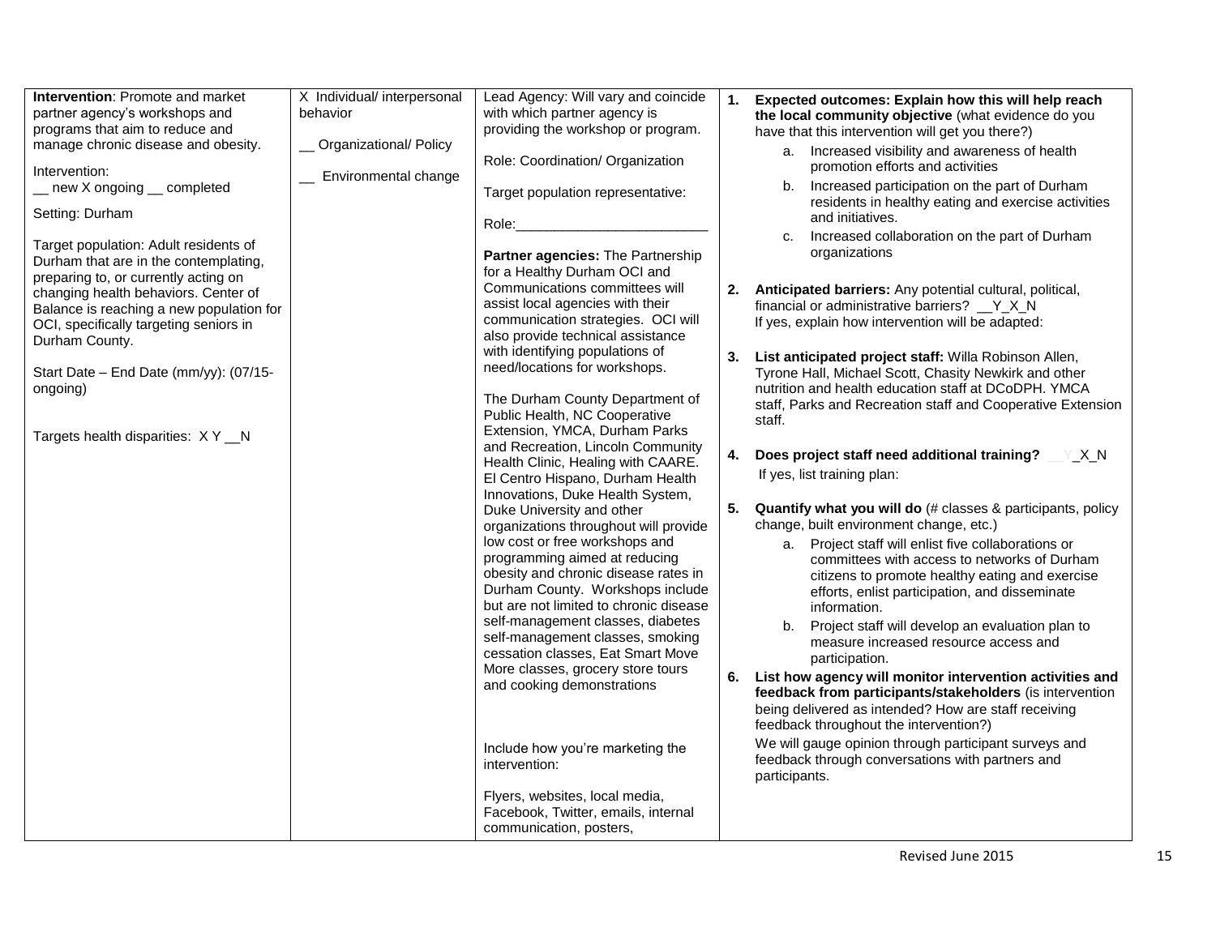| | | | |
|---|---|---|---|
| **Intervention**: Promote and market partner agency's workshops and programs that aim to reduce and manage chronic disease and obesity.<br><br>Intervention:<br>__ new X ongoing __ completed<br><br>Setting: Durham<br><br>Target population: Adult residents of Durham that are in the contemplating, preparing to, or currently acting on changing health behaviors. Center of Balance is reaching a new population for OCI, specifically targeting seniors in Durham County.<br><br>Start Date – End Date (mm/yy): (07/15-ongoing)<br><br>Targets health disparities: X Y __N | X Individual/ interpersonal behavior<br><br>__ Organizational/ Policy<br><br>__ Environmental change | Lead Agency: Will vary and coincide with which partner agency is providing the workshop or program.<br><br>Role: Coordination/ Organization<br><br>Target population representative:<br><br>Role:________________________<br><br>**Partner agencies:** The Partnership for a Healthy Durham OCI and Communications committees will assist local agencies with their communication strategies. OCI will also provide technical assistance with identifying populations of need/locations for workshops.<br><br>The Durham County Department of Public Health, NC Cooperative Extension, YMCA, Durham Parks and Recreation, Lincoln Community Health Clinic, Healing with CAARE. El Centro Hispano, Durham Health Innovations, Duke Health System, Duke University and other organizations throughout will provide low cost or free workshops and programming aimed at reducing obesity and chronic disease rates in Durham County. Workshops include but are not limited to chronic disease self-management classes, diabetes self-management classes, smoking cessation classes, Eat Smart Move More classes, grocery store tours and cooking demonstrations<br><br>Include how you're marketing the intervention:<br><br>Flyers, websites, local media, Facebook, Twitter, emails, internal communication, posters, | 1. **Expected outcomes: Explain how this will help reach the local community objective** (what evidence do you have that this intervention will get you there?)<br>a. Increased visibility and awareness of health promotion efforts and activities<br>b. Increased participation on the part of Durham residents in healthy eating and exercise activities and initiatives.<br>c. Increased collaboration on the part of Durham organizations<br><br>2. **Anticipated barriers:** Any potential cultural, political, financial or administrative barriers? __Y_X_N<br>If yes, explain how intervention will be adapted:<br><br>3. **List anticipated project staff:** Willa Robinson Allen, Tyrone Hall, Michael Scott, Chasity Newkirk and other nutrition and health education staff at DCoDPH. YMCA staff, Parks and Recreation staff and Cooperative Extension staff.<br><br>4. **Does project staff need additional training?** __Y_X_N<br>If yes, list training plan:<br><br>5. **Quantify what you will do** (# classes & participants, policy change, built environment change, etc.)<br>a. Project staff will enlist five collaborations or committees with access to networks of Durham citizens to promote healthy eating and exercise efforts, enlist participation, and disseminate information.<br>b. Project staff will develop an evaluation plan to measure increased resource access and participation.<br><br>6. **List how agency will monitor intervention activities and feedback from participants/stakeholders** (is intervention being delivered as intended? How are staff receiving feedback throughout the intervention?)<br>We will gauge opinion through participant surveys and feedback through conversations with partners and participants. |

Revised June 2015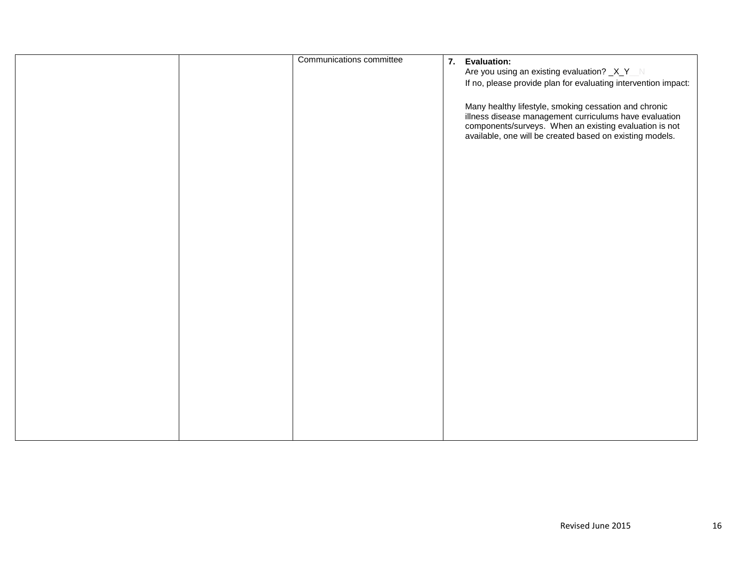| | | | |
|---|---|---|---|
| | | Communications committee | **7. Evaluation:**<br>Are you using an existing evaluation? _X_Y__N<br>If no, please provide plan for evaluating intervention impact:<br><br>Many healthy lifestyle, smoking cessation and chronic illness disease management curriculums have evaluation components/surveys. When an existing evaluation is not available, one will be created based on existing models. |

Revised June 2015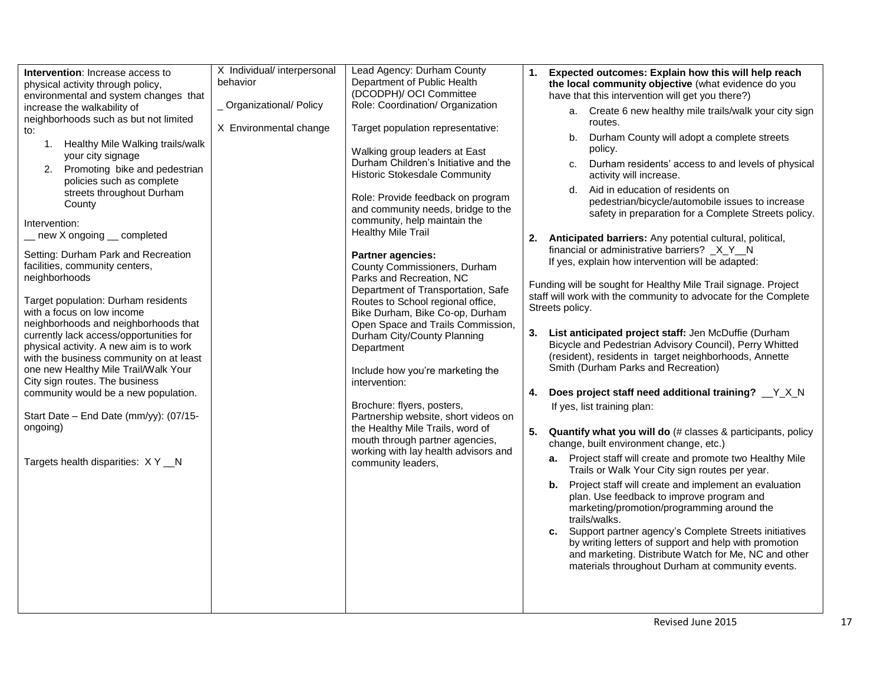| | | | |
|---|---|---|---|
| **Intervention**: Increase access to physical activity through policy, environmental and system changes that increase the walkability of neighborhoods such as but not limited to:<br>1. Healthy Mile Walking trails/walk your city signage<br>2. Promoting bike and pedestrian policies such as complete streets throughout Durham County<br><br>Intervention:<br>__ new X ongoing __ completed<br><br>Setting: Durham Park and Recreation facilities, community centers, neighborhoods<br><br>Target population: Durham residents with a focus on low income neighborhoods and neighborhoods that currently lack access/opportunities for physical activity. A new aim is to work with the business community on at least one new Healthy Mile Trail/Walk Your City sign routes. The business community would be a new population.<br><br>Start Date – End Date (mm/yy): (07/15-ongoing)<br><br>Targets health disparities: X Y __N | X Individual/ interpersonal behavior<br><br>_ Organizational/ Policy<br><br>X Environmental change | Lead Agency: Durham County Department of Public Health (DCODPH)/ OCI Committee<br>Role: Coordination/ Organization<br><br>Target population representative:<br><br>Walking group leaders at East Durham Children's Initiative and the Historic Stokesdale Community<br><br>Role: Provide feedback on program and community needs, bridge to the community, help maintain the Healthy Mile Trail<br><br>**Partner agencies:**<br>County Commissioners, Durham Parks and Recreation, NC Department of Transportation, Safe Routes to School regional office, Bike Durham, Bike Co-op, Durham Open Space and Trails Commission, Durham City/County Planning Department<br><br>Include how you're marketing the intervention:<br><br>Brochure: flyers, posters, Partnership website, short videos on the Healthy Mile Trails, word of mouth through partner agencies, working with lay health advisors and community leaders, | 1. **Expected outcomes: Explain how this will help reach the local community objective** (what evidence do you have that this intervention will get you there?)<br>a. Create 6 new healthy mile trails/walk your city sign routes.<br>b. Durham County will adopt a complete streets policy.<br>c. Durham residents' access to and levels of physical activity will increase.<br>d. Aid in education of residents on pedestrian/bicycle/automobile issues to increase safety in preparation for a Complete Streets policy.<br><br>2. **Anticipated barriers:** Any potential cultural, political, financial or administrative barriers? _X_Y__N<br>If yes, explain how intervention will be adapted:<br><br>Funding will be sought for Healthy Mile Trail signage. Project staff will work with the community to advocate for the Complete Streets policy.<br><br>3. **List anticipated project staff:** Jen McDuffie (Durham Bicycle and Pedestrian Advisory Council), Perry Whitted (resident), residents in target neighborhoods, Annette Smith (Durham Parks and Recreation)<br><br>4. **Does project staff need additional training?** __Y_X_N<br>If yes, list training plan:<br><br>5. **Quantify what you will do** (# classes & participants, policy change, built environment change, etc.)<br>**a.** Project staff will create and promote two Healthy Mile Trails or Walk Your City sign routes per year.<br>**b.** Project staff will create and implement an evaluation plan. Use feedback to improve program and marketing/promotion/programming around the trails/walks.<br>**c.** Support partner agency's Complete Streets initiatives by writing letters of support and help with promotion and marketing. Distribute Watch for Me, NC and other materials throughout Durham at community events. |

Revised June 2015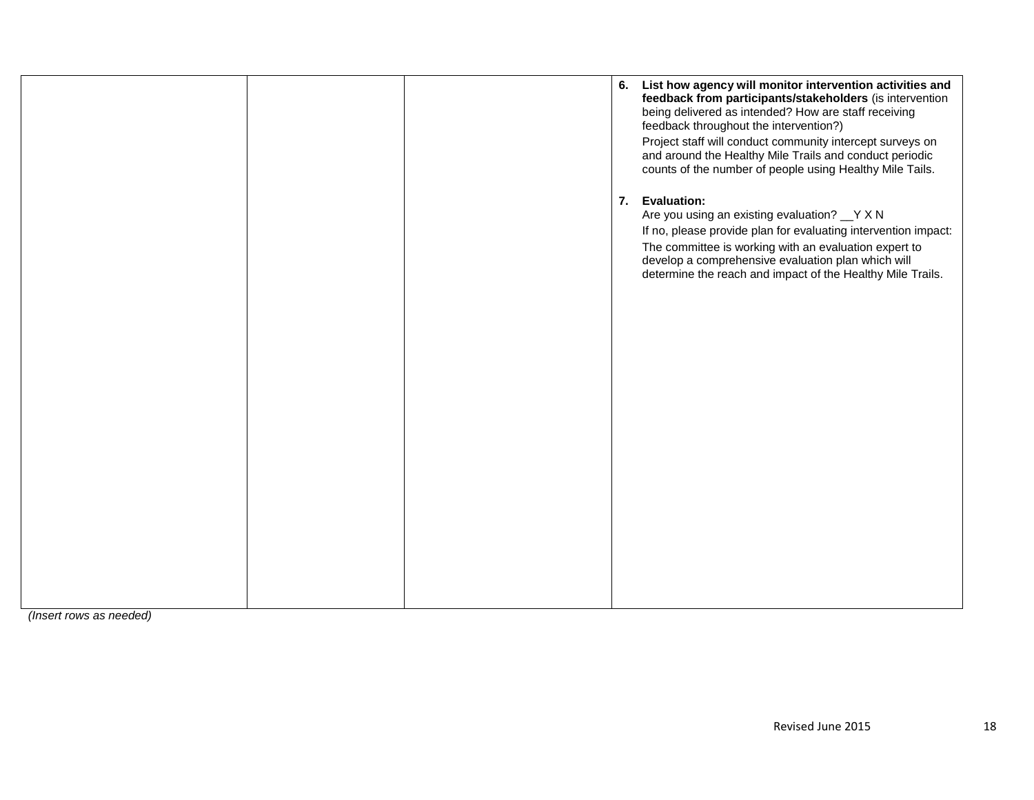| | | | |
|---|---|---|---|
| | | | **6. List how agency will monitor intervention activities and feedback from participants/stakeholders** (is intervention being delivered as intended? How are staff receiving feedback throughout the intervention?)<br>Project staff will conduct community intercept surveys on and around the Healthy Mile Trails and conduct periodic counts of the number of people using Healthy Mile Tails.<br><br>**7. Evaluation:**<br>Are you using an existing evaluation? __Y X N<br>If no, please provide plan for evaluating intervention impact:<br>The committee is working with an evaluation expert to develop a comprehensive evaluation plan which will determine the reach and impact of the Healthy Mile Trails. |

*(Insert rows as needed)*

Revised June 2015